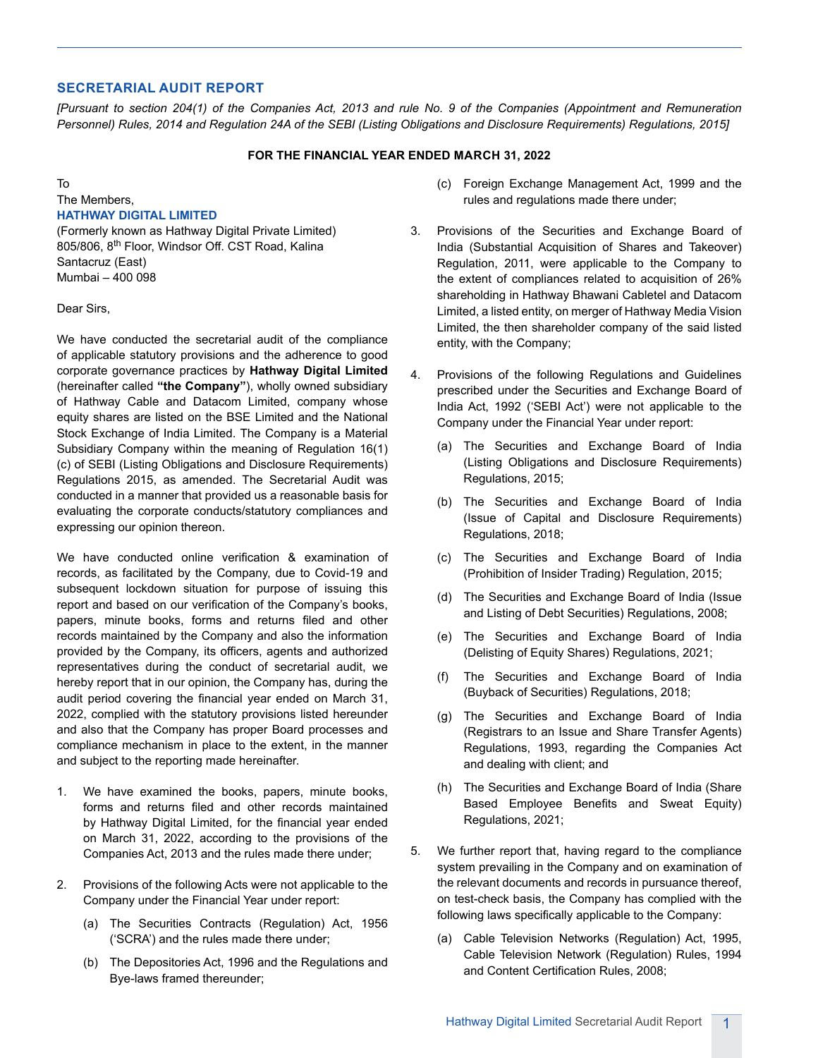## SECRETARIAL AUDIT REPORT

*[Pursuant to section 204(1) of the Companies Act, 2013 and rule No. 9 of the Companies (Appointment and Remuneration Personnel) Rules, 2014 and Regulation 24A of the SEBI (Listing Obligations and Disclosure Requirements) Regulations, 2015]*

**FOR THE FINANCIAL YEAR ENDED MARCH 31, 2022**

To
The Members,
**HATHWAY DIGITAL LIMITED**
(Formerly known as Hathway Digital Private Limited)
805/806, 8th Floor, Windsor Off. CST Road, Kalina
Santacruz (East)
Mumbai – 400 098

Dear Sirs,

We have conducted the secretarial audit of the compliance of applicable statutory provisions and the adherence to good corporate governance practices by **Hathway Digital Limited** (hereinafter called **"the Company"**), wholly owned subsidiary of Hathway Cable and Datacom Limited, company whose equity shares are listed on the BSE Limited and the National Stock Exchange of India Limited. The Company is a Material Subsidiary Company within the meaning of Regulation 16(1)(c) of SEBI (Listing Obligations and Disclosure Requirements) Regulations 2015, as amended. The Secretarial Audit was conducted in a manner that provided us a reasonable basis for evaluating the corporate conducts/statutory compliances and expressing our opinion thereon.

We have conducted online verification & examination of records, as facilitated by the Company, due to Covid-19 and subsequent lockdown situation for purpose of issuing this report and based on our verification of the Company's books, papers, minute books, forms and returns filed and other records maintained by the Company and also the information provided by the Company, its officers, agents and authorized representatives during the conduct of secretarial audit, we hereby report that in our opinion, the Company has, during the audit period covering the financial year ended on March 31, 2022, complied with the statutory provisions listed hereunder and also that the Company has proper Board processes and compliance mechanism in place to the extent, in the manner and subject to the reporting made hereinafter.

1. We have examined the books, papers, minute books, forms and returns filed and other records maintained by Hathway Digital Limited, for the financial year ended on March 31, 2022, according to the provisions of the Companies Act, 2013 and the rules made there under;

2. Provisions of the following Acts were not applicable to the Company under the Financial Year under report:

   (a) The Securities Contracts (Regulation) Act, 1956 ('SCRA') and the rules made there under;

   (b) The Depositories Act, 1996 and the Regulations and Bye-laws framed thereunder;

   (c) Foreign Exchange Management Act, 1999 and the rules and regulations made there under;

3. Provisions of the Securities and Exchange Board of India (Substantial Acquisition of Shares and Takeover) Regulation, 2011, were applicable to the Company to the extent of compliances related to acquisition of 26% shareholding in Hathway Bhawani Cabletel and Datacom Limited, a listed entity, on merger of Hathway Media Vision Limited, the then shareholder company of the said listed entity, with the Company;

4. Provisions of the following Regulations and Guidelines prescribed under the Securities and Exchange Board of India Act, 1992 ('SEBI Act') were not applicable to the Company under the Financial Year under report:

   (a) The Securities and Exchange Board of India (Listing Obligations and Disclosure Requirements) Regulations, 2015;

   (b) The Securities and Exchange Board of India (Issue of Capital and Disclosure Requirements) Regulations, 2018;

   (c) The Securities and Exchange Board of India (Prohibition of Insider Trading) Regulation, 2015;

   (d) The Securities and Exchange Board of India (Issue and Listing of Debt Securities) Regulations, 2008;

   (e) The Securities and Exchange Board of India (Delisting of Equity Shares) Regulations, 2021;

   (f) The Securities and Exchange Board of India (Buyback of Securities) Regulations, 2018;

   (g) The Securities and Exchange Board of India (Registrars to an Issue and Share Transfer Agents) Regulations, 1993, regarding the Companies Act and dealing with client; and

   (h) The Securities and Exchange Board of India (Share Based Employee Benefits and Sweat Equity) Regulations, 2021;

5. We further report that, having regard to the compliance system prevailing in the Company and on examination of the relevant documents and records in pursuance thereof, on test-check basis, the Company has complied with the following laws specifically applicable to the Company:

   (a) Cable Television Networks (Regulation) Act, 1995, Cable Television Network (Regulation) Rules, 1994 and Content Certification Rules, 2008;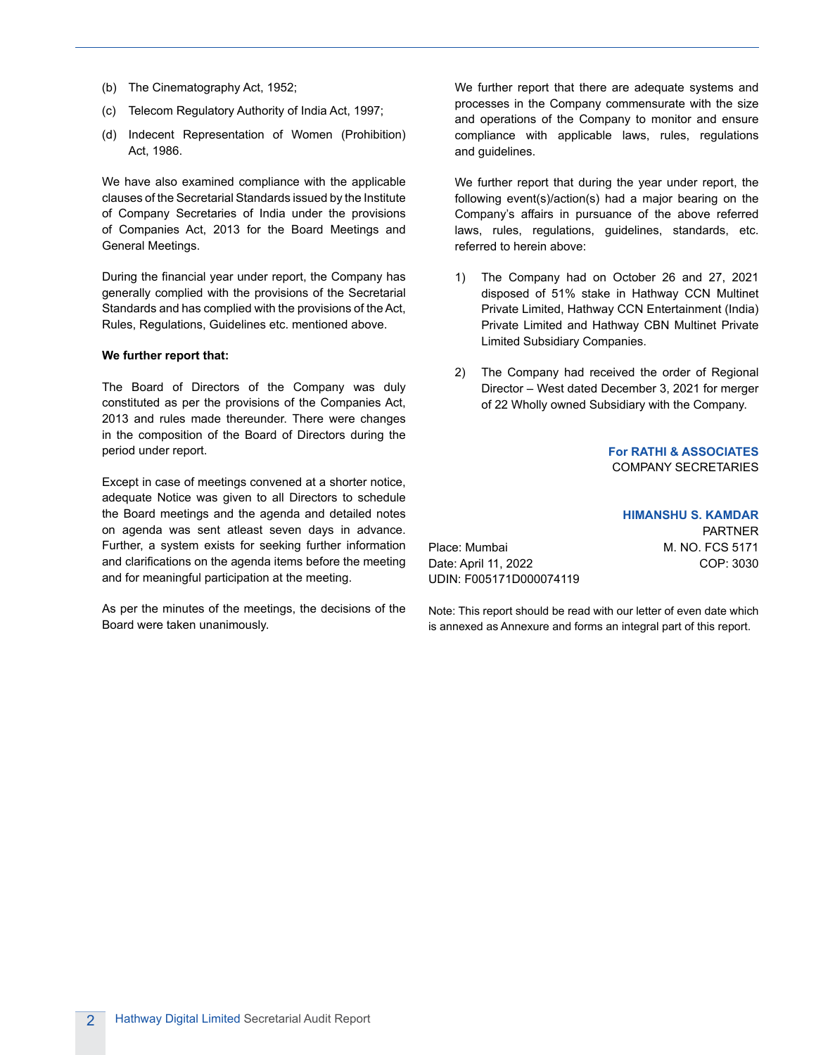(b) The Cinematography Act, 1952;

(c) Telecom Regulatory Authority of India Act, 1997;

(d) Indecent Representation of Women (Prohibition) Act, 1986.

We have also examined compliance with the applicable clauses of the Secretarial Standards issued by the Institute of Company Secretaries of India under the provisions of Companies Act, 2013 for the Board Meetings and General Meetings.

During the financial year under report, the Company has generally complied with the provisions of the Secretarial Standards and has complied with the provisions of the Act, Rules, Regulations, Guidelines etc. mentioned above.

**We further report that:**

The Board of Directors of the Company was duly constituted as per the provisions of the Companies Act, 2013 and rules made thereunder. There were changes in the composition of the Board of Directors during the period under report.

Except in case of meetings convened at a shorter notice, adequate Notice was given to all Directors to schedule the Board meetings and the agenda and detailed notes on agenda was sent atleast seven days in advance. Further, a system exists for seeking further information and clarifications on the agenda items before the meeting and for meaningful participation at the meeting.

As per the minutes of the meetings, the decisions of the Board were taken unanimously.

We further report that there are adequate systems and processes in the Company commensurate with the size and operations of the Company to monitor and ensure compliance with applicable laws, rules, regulations and guidelines.

We further report that during the year under report, the following event(s)/action(s) had a major bearing on the Company's affairs in pursuance of the above referred laws, rules, regulations, guidelines, standards, etc. referred to herein above:

1) The Company had on October 26 and 27, 2021 disposed of 51% stake in Hathway CCN Multinet Private Limited, Hathway CCN Entertainment (India) Private Limited and Hathway CBN Multinet Private Limited Subsidiary Companies.

2) The Company had received the order of Regional Director – West dated December 3, 2021 for merger of 22 Wholly owned Subsidiary with the Company.

**For RATHI & ASSOCIATES**
COMPANY SECRETARIES

**HIMANSHU S. KAMDAR**
PARTNER
M. NO. FCS 5171
COP: 3030

Place: Mumbai
Date: April 11, 2022
UDIN: F005171D000074119

Note: This report should be read with our letter of even date which is annexed as Annexure and forms an integral part of this report.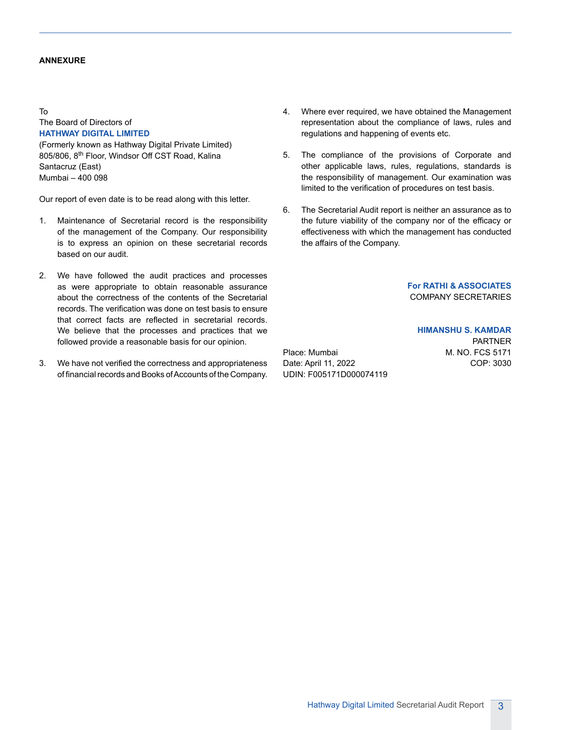**ANNEXURE**

To
The Board of Directors of
**HATHWAY DIGITAL LIMITED**
(Formerly known as Hathway Digital Private Limited)
805/806, 8th Floor, Windsor Off CST Road, Kalina
Santacruz (East)
Mumbai – 400 098

Our report of even date is to be read along with this letter.

1. Maintenance of Secretarial record is the responsibility of the management of the Company. Our responsibility is to express an opinion on these secretarial records based on our audit.

2. We have followed the audit practices and processes as were appropriate to obtain reasonable assurance about the correctness of the contents of the Secretarial records. The verification was done on test basis to ensure that correct facts are reflected in secretarial records. We believe that the processes and practices that we followed provide a reasonable basis for our opinion.

3. We have not verified the correctness and appropriateness of financial records and Books of Accounts of the Company.

4. Where ever required, we have obtained the Management representation about the compliance of laws, rules and regulations and happening of events etc.

5. The compliance of the provisions of Corporate and other applicable laws, rules, regulations, standards is the responsibility of management. Our examination was limited to the verification of procedures on test basis.

6. The Secretarial Audit report is neither an assurance as to the future viability of the company nor of the efficacy or effectiveness with which the management has conducted the affairs of the Company.

**For RATHI & ASSOCIATES**
COMPANY SECRETARIES

**HIMANSHU S. KAMDAR**
PARTNER
M. NO. FCS 5171
COP: 3030

Place: Mumbai
Date: April 11, 2022
UDIN: F005171D000074119